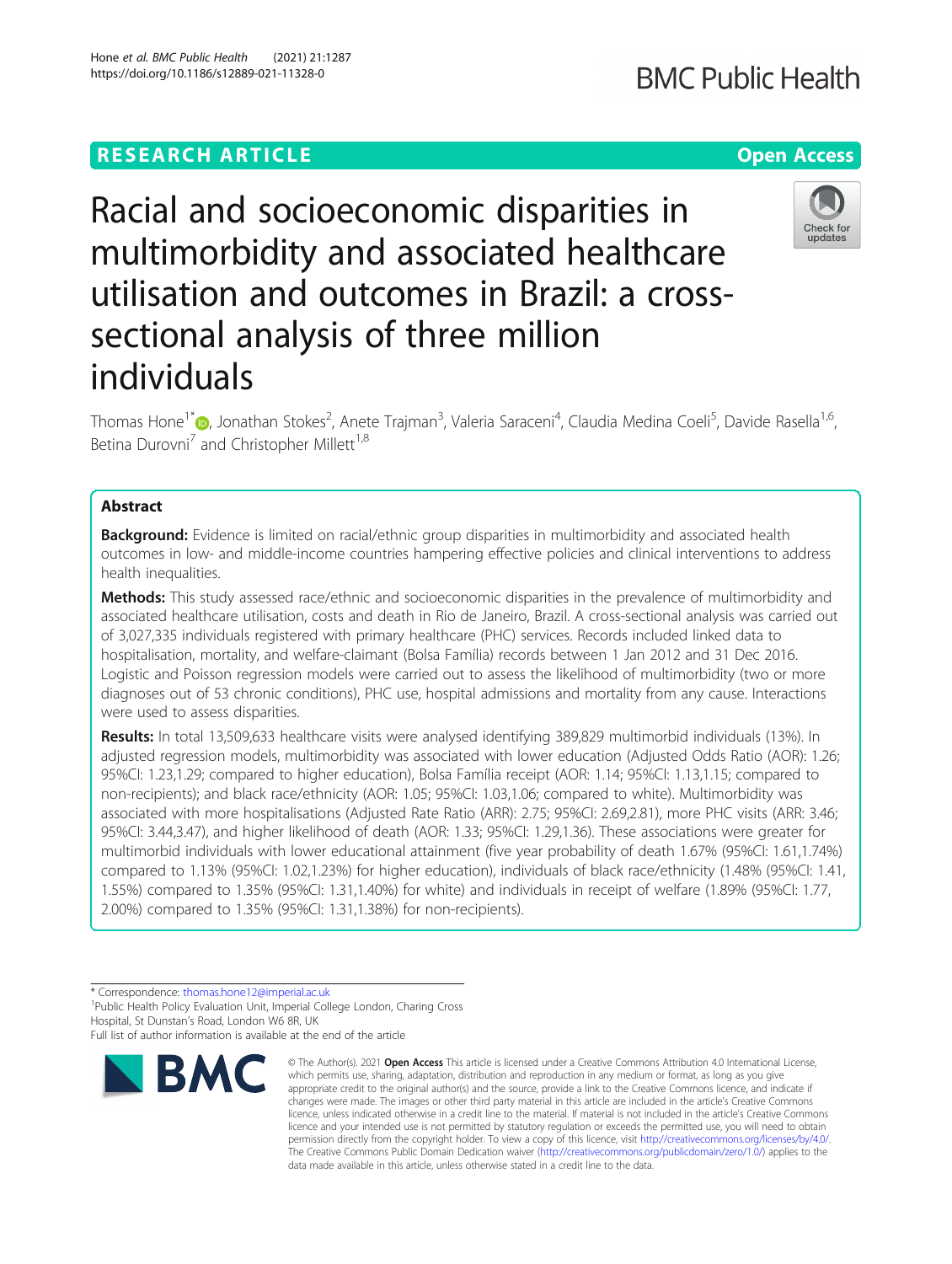RESEARCH ARTICLE

Open Access

# Racial and socioeconomic disparities in multimorbidity and associated healthcare utilisation and outcomes in Brazil: a cross-sectional analysis of three million individuals

Thomas Hone[1*], Jonathan Stokes[2], Anete Trajman[3], Valeria Saraceni[4], Claudia Medina Coeli[5], Davide Rasella[1,6], Betina Durovni[7] and Christopher Millett[1,8]

## Abstract

**Background:** Evidence is limited on racial/ethnic group disparities in multimorbidity and associated health outcomes in low- and middle-income countries hampering effective policies and clinical interventions to address health inequalities.

**Methods:** This study assessed race/ethnic and socioeconomic disparities in the prevalence of multimorbidity and associated healthcare utilisation, costs and death in Rio de Janeiro, Brazil. A cross-sectional analysis was carried out of 3,027,335 individuals registered with primary healthcare (PHC) services. Records included linked data to hospitalisation, mortality, and welfare-claimant (Bolsa Família) records between 1 Jan 2012 and 31 Dec 2016. Logistic and Poisson regression models were carried out to assess the likelihood of multimorbidity (two or more diagnoses out of 53 chronic conditions), PHC use, hospital admissions and mortality from any cause. Interactions were used to assess disparities.

**Results:** In total 13,509,633 healthcare visits were analysed identifying 389,829 multimorbid individuals (13%). In adjusted regression models, multimorbidity was associated with lower education (Adjusted Odds Ratio (AOR): 1.26; 95%CI: 1.23,1.29; compared to higher education), Bolsa Família receipt (AOR: 1.14; 95%CI: 1.13,1.15; compared to non-recipients); and black race/ethnicity (AOR: 1.05; 95%CI: 1.03,1.06; compared to white). Multimorbidity was associated with more hospitalisations (Adjusted Rate Ratio (ARR): 2.75; 95%CI: 2.69,2.81), more PHC visits (ARR: 3.46; 95%CI: 3.44,3.47), and higher likelihood of death (AOR: 1.33; 95%CI: 1.29,1.36). These associations were greater for multimorbid individuals with lower educational attainment (five year probability of death 1.67% (95%CI: 1.61,1.74%) compared to 1.13% (95%CI: 1.02,1.23%) for higher education), individuals of black race/ethnicity (1.48% (95%CI: 1.41, 1.55%) compared to 1.35% (95%CI: 1.31,1.40%) for white) and individuals in receipt of welfare (1.89% (95%CI: 1.77, 2.00%) compared to 1.35% (95%CI: 1.31,1.38%) for non-recipients).

* Correspondence: thomas.hone12@imperial.ac.uk
[1]Public Health Policy Evaluation Unit, Imperial College London, Charing Cross Hospital, St Dunstan's Road, London W6 8R, UK
Full list of author information is available at the end of the article

© The Author(s). 2021 **Open Access** This article is licensed under a Creative Commons Attribution 4.0 International License, which permits use, sharing, adaptation, distribution and reproduction in any medium or format, as long as you give appropriate credit to the original author(s) and the source, provide a link to the Creative Commons licence, and indicate if changes were made. The images or other third party material in this article are included in the article's Creative Commons licence, unless indicated otherwise in a credit line to the material. If material is not included in the article's Creative Commons licence and your intended use is not permitted by statutory regulation or exceeds the permitted use, you will need to obtain permission directly from the copyright holder. To view a copy of this licence, visit http://creativecommons.org/licenses/by/4.0/. The Creative Commons Public Domain Dedication waiver (http://creativecommons.org/publicdomain/zero/1.0/) applies to the data made available in this article, unless otherwise stated in a credit line to the data.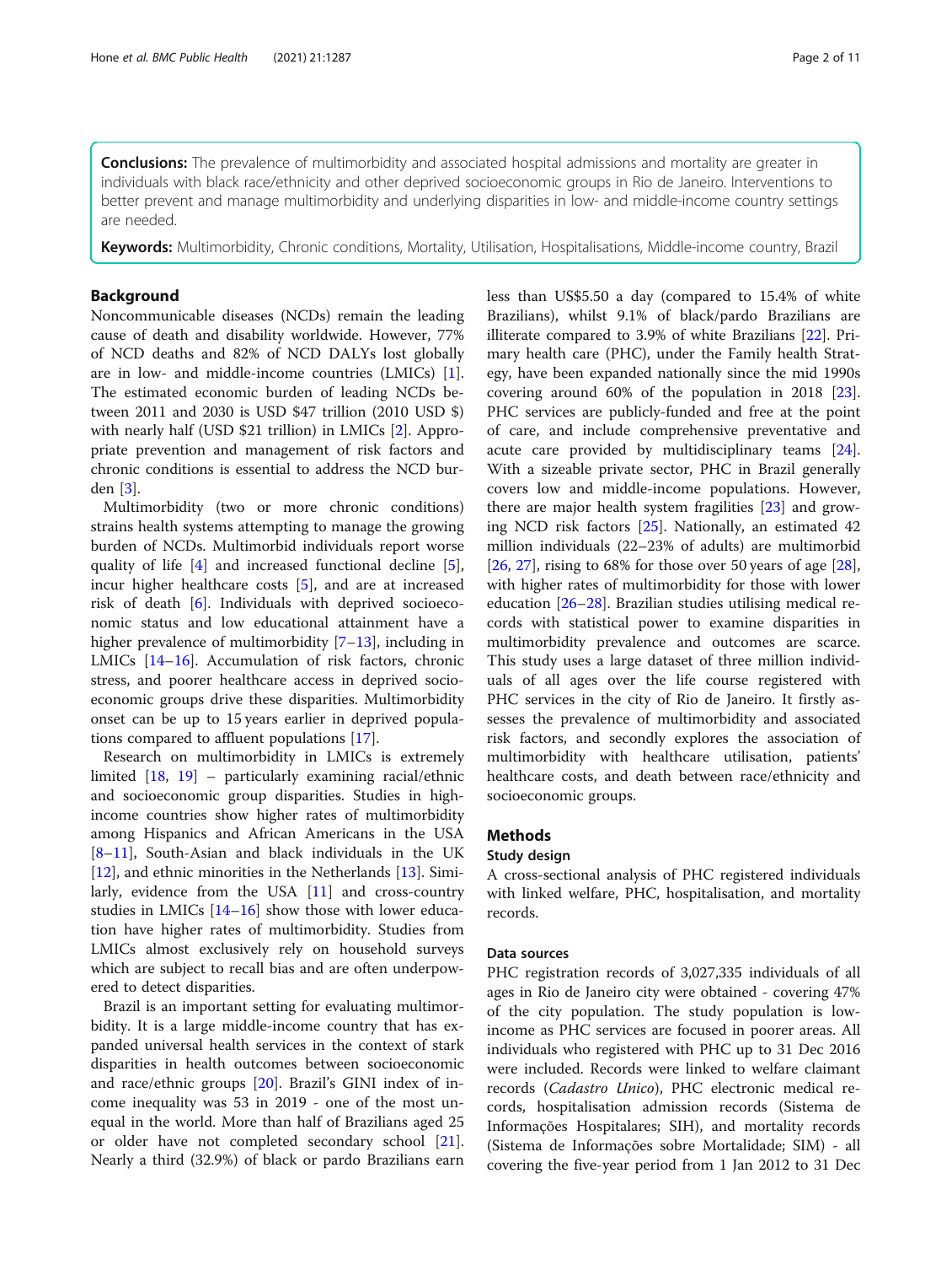**Conclusions:** The prevalence of multimorbidity and associated hospital admissions and mortality are greater in individuals with black race/ethnicity and other deprived socioeconomic groups in Rio de Janeiro. Interventions to better prevent and manage multimorbidity and underlying disparities in low- and middle-income country settings are needed.

**Keywords:** Multimorbidity, Chronic conditions, Mortality, Utilisation, Hospitalisations, Middle-income country, Brazil

## Background

Noncommunicable diseases (NCDs) remain the leading cause of death and disability worldwide. However, 77% of NCD deaths and 82% of NCD DALYs lost globally are in low- and middle-income countries (LMICs) [1]. The estimated economic burden of leading NCDs between 2011 and 2030 is USD $47 trillion (2010 USD $) with nearly half (USD $21 trillion) in LMICs [2]. Appropriate prevention and management of risk factors and chronic conditions is essential to address the NCD burden [3].

Multimorbidity (two or more chronic conditions) strains health systems attempting to manage the growing burden of NCDs. Multimorbid individuals report worse quality of life [4] and increased functional decline [5], incur higher healthcare costs [5], and are at increased risk of death [6]. Individuals with deprived socioeconomic status and low educational attainment have a higher prevalence of multimorbidity [7–13], including in LMICs [14–16]. Accumulation of risk factors, chronic stress, and poorer healthcare access in deprived socioeconomic groups drive these disparities. Multimorbidity onset can be up to 15 years earlier in deprived populations compared to affluent populations [17].

Research on multimorbidity in LMICs is extremely limited [18, 19] – particularly examining racial/ethnic and socioeconomic group disparities. Studies in high-income countries show higher rates of multimorbidity among Hispanics and African Americans in the USA [8–11], South-Asian and black individuals in the UK [12], and ethnic minorities in the Netherlands [13]. Similarly, evidence from the USA [11] and cross-country studies in LMICs [14–16] show those with lower education have higher rates of multimorbidity. Studies from LMICs almost exclusively rely on household surveys which are subject to recall bias and are often underpowered to detect disparities.

Brazil is an important setting for evaluating multimorbidity. It is a large middle-income country that has expanded universal health services in the context of stark disparities in health outcomes between socioeconomic and race/ethnic groups [20]. Brazil's GINI index of income inequality was 53 in 2019 - one of the most unequal in the world. More than half of Brazilians aged 25 or older have not completed secondary school [21]. Nearly a third (32.9%) of black or pardo Brazilians earn less than US$5.50 a day (compared to 15.4% of white Brazilians), whilst 9.1% of black/pardo Brazilians are illiterate compared to 3.9% of white Brazilians [22]. Primary health care (PHC), under the Family health Strategy, have been expanded nationally since the mid 1990s covering around 60% of the population in 2018 [23]. PHC services are publicly-funded and free at the point of care, and include comprehensive preventative and acute care provided by multidisciplinary teams [24]. With a sizeable private sector, PHC in Brazil generally covers low and middle-income populations. However, there are major health system fragilities [23] and growing NCD risk factors [25]. Nationally, an estimated 42 million individuals (22–23% of adults) are multimorbid [26, 27], rising to 68% for those over 50 years of age [28], with higher rates of multimorbidity for those with lower education [26–28]. Brazilian studies utilising medical records with statistical power to examine disparities in multimorbidity prevalence and outcomes are scarce. This study uses a large dataset of three million individuals of all ages over the life course registered with PHC services in the city of Rio de Janeiro. It firstly assesses the prevalence of multimorbidity and associated risk factors, and secondly explores the association of multimorbidity with healthcare utilisation, patients' healthcare costs, and death between race/ethnicity and socioeconomic groups.

## Methods

### Study design

A cross-sectional analysis of PHC registered individuals with linked welfare, PHC, hospitalisation, and mortality records.

### Data sources

PHC registration records of 3,027,335 individuals of all ages in Rio de Janeiro city were obtained - covering 47% of the city population. The study population is low-income as PHC services are focused in poorer areas. All individuals who registered with PHC up to 31 Dec 2016 were included. Records were linked to welfare claimant records (*Cadastro Unico*), PHC electronic medical records, hospitalisation admission records (Sistema de Informações Hospitalares; SIH), and mortality records (Sistema de Informações sobre Mortalidade; SIM) - all covering the five-year period from 1 Jan 2012 to 31 Dec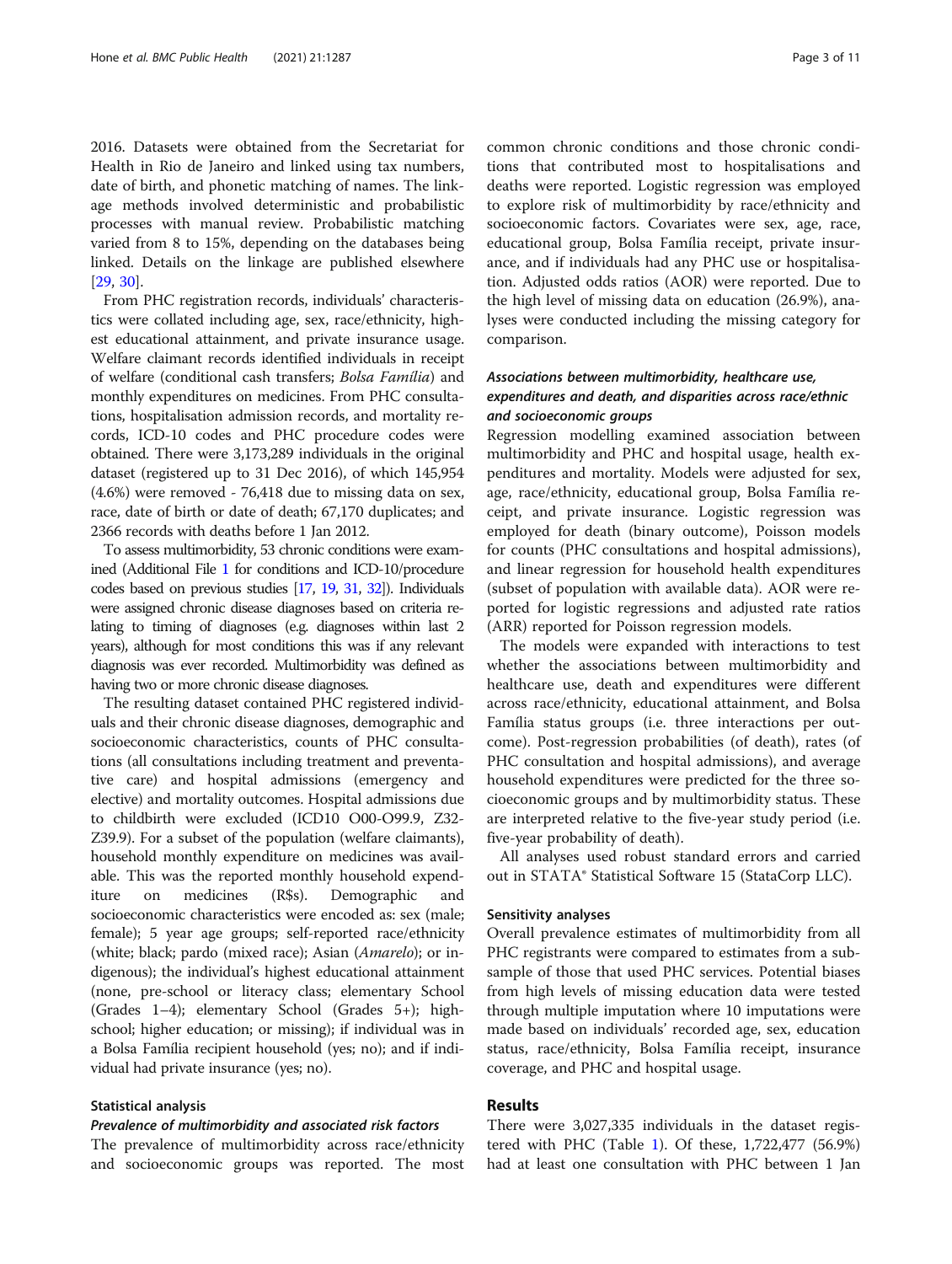2016. Datasets were obtained from the Secretariat for Health in Rio de Janeiro and linked using tax numbers, date of birth, and phonetic matching of names. The linkage methods involved deterministic and probabilistic processes with manual review. Probabilistic matching varied from 8 to 15%, depending on the databases being linked. Details on the linkage are published elsewhere [29, 30].

From PHC registration records, individuals' characteristics were collated including age, sex, race/ethnicity, highest educational attainment, and private insurance usage. Welfare claimant records identified individuals in receipt of welfare (conditional cash transfers; *Bolsa Família*) and monthly expenditures on medicines. From PHC consultations, hospitalisation admission records, and mortality records, ICD-10 codes and PHC procedure codes were obtained. There were 3,173,289 individuals in the original dataset (registered up to 31 Dec 2016), of which 145,954 (4.6%) were removed - 76,418 due to missing data on sex, race, date of birth or date of death; 67,170 duplicates; and 2366 records with deaths before 1 Jan 2012.

To assess multimorbidity, 53 chronic conditions were examined (Additional File 1 for conditions and ICD-10/procedure codes based on previous studies [17, 19, 31, 32]). Individuals were assigned chronic disease diagnoses based on criteria relating to timing of diagnoses (e.g. diagnoses within last 2 years), although for most conditions this was if any relevant diagnosis was ever recorded. Multimorbidity was defined as having two or more chronic disease diagnoses.

The resulting dataset contained PHC registered individuals and their chronic disease diagnoses, demographic and socioeconomic characteristics, counts of PHC consultations (all consultations including treatment and preventative care) and hospital admissions (emergency and elective) and mortality outcomes. Hospital admissions due to childbirth were excluded (ICD10 O00-O99.9, Z32-Z39.9). For a subset of the population (welfare claimants), household monthly expenditure on medicines was available. This was the reported monthly household expenditure on medicines (R$s). Demographic and socioeconomic characteristics were encoded as: sex (male; female); 5 year age groups; self-reported race/ethnicity (white; black; pardo (mixed race); Asian (*Amarelo*); or indigenous); the individual's highest educational attainment (none, pre-school or literacy class; elementary School (Grades 1–4); elementary School (Grades 5+); high-school; higher education; or missing); if individual was in a Bolsa Família recipient household (yes; no); and if individual had private insurance (yes; no).

### Statistical analysis

#### *Prevalence of multimorbidity and associated risk factors*

The prevalence of multimorbidity across race/ethnicity and socioeconomic groups was reported. The most common chronic conditions and those chronic conditions that contributed most to hospitalisations and deaths were reported. Logistic regression was employed to explore risk of multimorbidity by race/ethnicity and socioeconomic factors. Covariates were sex, age, race, educational group, Bolsa Família receipt, private insurance, and if individuals had any PHC use or hospitalisation. Adjusted odds ratios (AOR) were reported. Due to the high level of missing data on education (26.9%), analyses were conducted including the missing category for comparison.

#### *Associations between multimorbidity, healthcare use, expenditures and death, and disparities across race/ethnic and socioeconomic groups*

Regression modelling examined association between multimorbidity and PHC and hospital usage, health expenditures and mortality. Models were adjusted for sex, age, race/ethnicity, educational group, Bolsa Família receipt, and private insurance. Logistic regression was employed for death (binary outcome), Poisson models for counts (PHC consultations and hospital admissions), and linear regression for household health expenditures (subset of population with available data). AOR were reported for logistic regressions and adjusted rate ratios (ARR) reported for Poisson regression models.

The models were expanded with interactions to test whether the associations between multimorbidity and healthcare use, death and expenditures were different across race/ethnicity, educational attainment, and Bolsa Família status groups (i.e. three interactions per outcome). Post-regression probabilities (of death), rates (of PHC consultation and hospital admissions), and average household expenditures were predicted for the three socioeconomic groups and by multimorbidity status. These are interpreted relative to the five-year study period (i.e. five-year probability of death).

All analyses used robust standard errors and carried out in STATA® Statistical Software 15 (StataCorp LLC).

### Sensitivity analyses

Overall prevalence estimates of multimorbidity from all PHC registrants were compared to estimates from a subsample of those that used PHC services. Potential biases from high levels of missing education data were tested through multiple imputation where 10 imputations were made based on individuals' recorded age, sex, education status, race/ethnicity, Bolsa Família receipt, insurance coverage, and PHC and hospital usage.

## Results

There were 3,027,335 individuals in the dataset registered with PHC (Table 1). Of these, 1,722,477 (56.9%) had at least one consultation with PHC between 1 Jan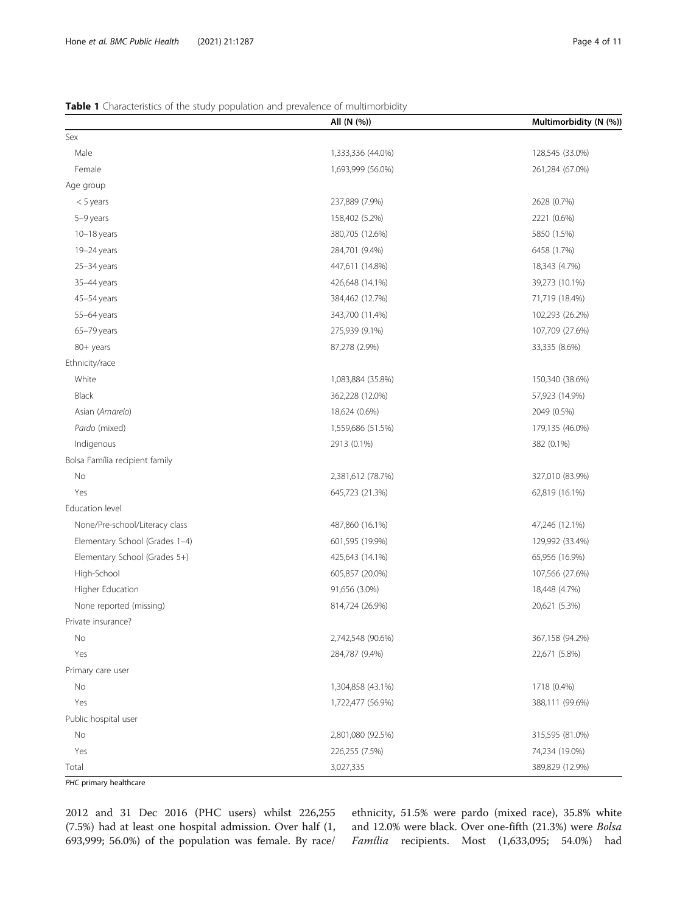**Table 1** Characteristics of the study population and prevalence of multimorbidity

| | All (N (%)) | Multimorbidity (N (%)) |
|---|---|---|
| Sex | | |
| Male | 1,333,336 (44.0%) | 128,545 (33.0%) |
| Female | 1,693,999 (56.0%) | 261,284 (67.0%) |
| Age group | | |
| < 5 years | 237,889 (7.9%) | 2628 (0.7%) |
| 5–9 years | 158,402 (5.2%) | 2221 (0.6%) |
| 10–18 years | 380,705 (12.6%) | 5850 (1.5%) |
| 19–24 years | 284,701 (9.4%) | 6458 (1.7%) |
| 25–34 years | 447,611 (14.8%) | 18,343 (4.7%) |
| 35–44 years | 426,648 (14.1%) | 39,273 (10.1%) |
| 45–54 years | 384,462 (12.7%) | 71,719 (18.4%) |
| 55–64 years | 343,700 (11.4%) | 102,293 (26.2%) |
| 65–79 years | 275,939 (9.1%) | 107,709 (27.6%) |
| 80+ years | 87,278 (2.9%) | 33,335 (8.6%) |
| Ethnicity/race | | |
| White | 1,083,884 (35.8%) | 150,340 (38.6%) |
| Black | 362,228 (12.0%) | 57,923 (14.9%) |
| Asian (*Amarelo*) | 18,624 (0.6%) | 2049 (0.5%) |
| *Pardo* (mixed) | 1,559,686 (51.5%) | 179,135 (46.0%) |
| Indigenous | 2913 (0.1%) | 382 (0.1%) |
| Bolsa Família recipient family | | |
| No | 2,381,612 (78.7%) | 327,010 (83.9%) |
| Yes | 645,723 (21.3%) | 62,819 (16.1%) |
| Education level | | |
| None/Pre-school/Literacy class | 487,860 (16.1%) | 47,246 (12.1%) |
| Elementary School (Grades 1–4) | 601,595 (19.9%) | 129,992 (33.4%) |
| Elementary School (Grades 5+) | 425,643 (14.1%) | 65,956 (16.9%) |
| High-School | 605,857 (20.0%) | 107,566 (27.6%) |
| Higher Education | 91,656 (3.0%) | 18,448 (4.7%) |
| None reported (missing) | 814,724 (26.9%) | 20,621 (5.3%) |
| Private insurance? | | |
| No | 2,742,548 (90.6%) | 367,158 (94.2%) |
| Yes | 284,787 (9.4%) | 22,671 (5.8%) |
| Primary care user | | |
| No | 1,304,858 (43.1%) | 1718 (0.4%) |
| Yes | 1,722,477 (56.9%) | 388,111 (99.6%) |
| Public hospital user | | |
| No | 2,801,080 (92.5%) | 315,595 (81.0%) |
| Yes | 226,255 (7.5%) | 74,234 (19.0%) |
| Total | 3,027,335 | 389,829 (12.9%) |

*PHC* primary healthcare

2012 and 31 Dec 2016 (PHC users) whilst 226,255 (7.5%) had at least one hospital admission. Over half (1, 693,999; 56.0%) of the population was female. By race/ethnicity, 51.5% were pardo (mixed race), 35.8% white and 12.0% were black. Over one-fifth (21.3%) were *Bolsa Família* recipients. Most (1,633,095; 54.0%) had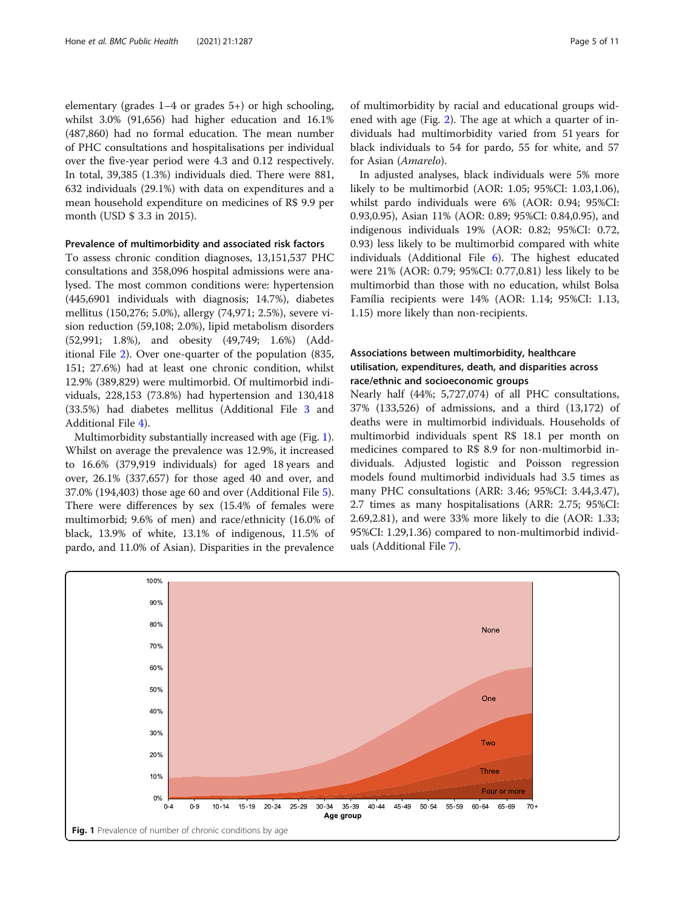elementary (grades 1–4 or grades 5+) or high schooling, whilst 3.0% (91,656) had higher education and 16.1% (487,860) had no formal education. The mean number of PHC consultations and hospitalisations per individual over the five-year period were 4.3 and 0.12 respectively. In total, 39,385 (1.3%) individuals died. There were 881, 632 individuals (29.1%) with data on expenditures and a mean household expenditure on medicines of R$ 9.9 per month (USD $ 3.3 in 2015).

### Prevalence of multimorbidity and associated risk factors

To assess chronic condition diagnoses, 13,151,537 PHC consultations and 358,096 hospital admissions were analysed. The most common conditions were: hypertension (445,6901 individuals with diagnosis; 14.7%), diabetes mellitus (150,276; 5.0%), allergy (74,971; 2.5%), severe vision reduction (59,108; 2.0%), lipid metabolism disorders (52,991; 1.8%), and obesity (49,749; 1.6%) (Additional File 2). Over one-quarter of the population (835, 151; 27.6%) had at least one chronic condition, whilst 12.9% (389,829) were multimorbid. Of multimorbid individuals, 228,153 (73.8%) had hypertension and 130,418 (33.5%) had diabetes mellitus (Additional File 3 and Additional File 4).

Multimorbidity substantially increased with age (Fig. 1). Whilst on average the prevalence was 12.9%, it increased to 16.6% (379,919 individuals) for aged 18 years and over, 26.1% (337,657) for those aged 40 and over, and 37.0% (194,403) those age 60 and over (Additional File 5). There were differences by sex (15.4% of females were multimorbid; 9.6% of men) and race/ethnicity (16.0% of black, 13.9% of white, 13.1% of indigenous, 11.5% of pardo, and 11.0% of Asian). Disparities in the prevalence of multimorbidity by racial and educational groups widened with age (Fig. 2). The age at which a quarter of individuals had multimorbidity varied from 51 years for black individuals to 54 for pardo, 55 for white, and 57 for Asian (*Amarelo*).

In adjusted analyses, black individuals were 5% more likely to be multimorbid (AOR: 1.05; 95%CI: 1.03,1.06), whilst pardo individuals were 6% (AOR: 0.94; 95%CI: 0.93,0.95), Asian 11% (AOR: 0.89; 95%CI: 0.84,0.95), and indigenous individuals 19% (AOR: 0.82; 95%CI: 0.72, 0.93) less likely to be multimorbid compared with white individuals (Additional File 6). The highest educated were 21% (AOR: 0.79; 95%CI: 0.77,0.81) less likely to be multimorbid than those with no education, whilst Bolsa Família recipients were 14% (AOR: 1.14; 95%CI: 1.13, 1.15) more likely than non-recipients.

### Associations between multimorbidity, healthcare utilisation, expenditures, death, and disparities across race/ethnic and socioeconomic groups

Nearly half (44%; 5,727,074) of all PHC consultations, 37% (133,526) of admissions, and a third (13,172) of deaths were in multimorbid individuals. Households of multimorbid individuals spent R$ 18.1 per month on medicines compared to R$ 8.9 for non-multimorbid individuals. Adjusted logistic and Poisson regression models found multimorbid individuals had 3.5 times as many PHC consultations (ARR: 3.46; 95%CI: 3.44,3.47), 2.7 times as many hospitalisations (ARR: 2.75; 95%CI: 2.69,2.81), and were 33% more likely to die (AOR: 1.33; 95%CI: 1.29,1.36) compared to non-multimorbid individuals (Additional File 7).

**Fig. 1** Prevalence of number of chronic conditions by age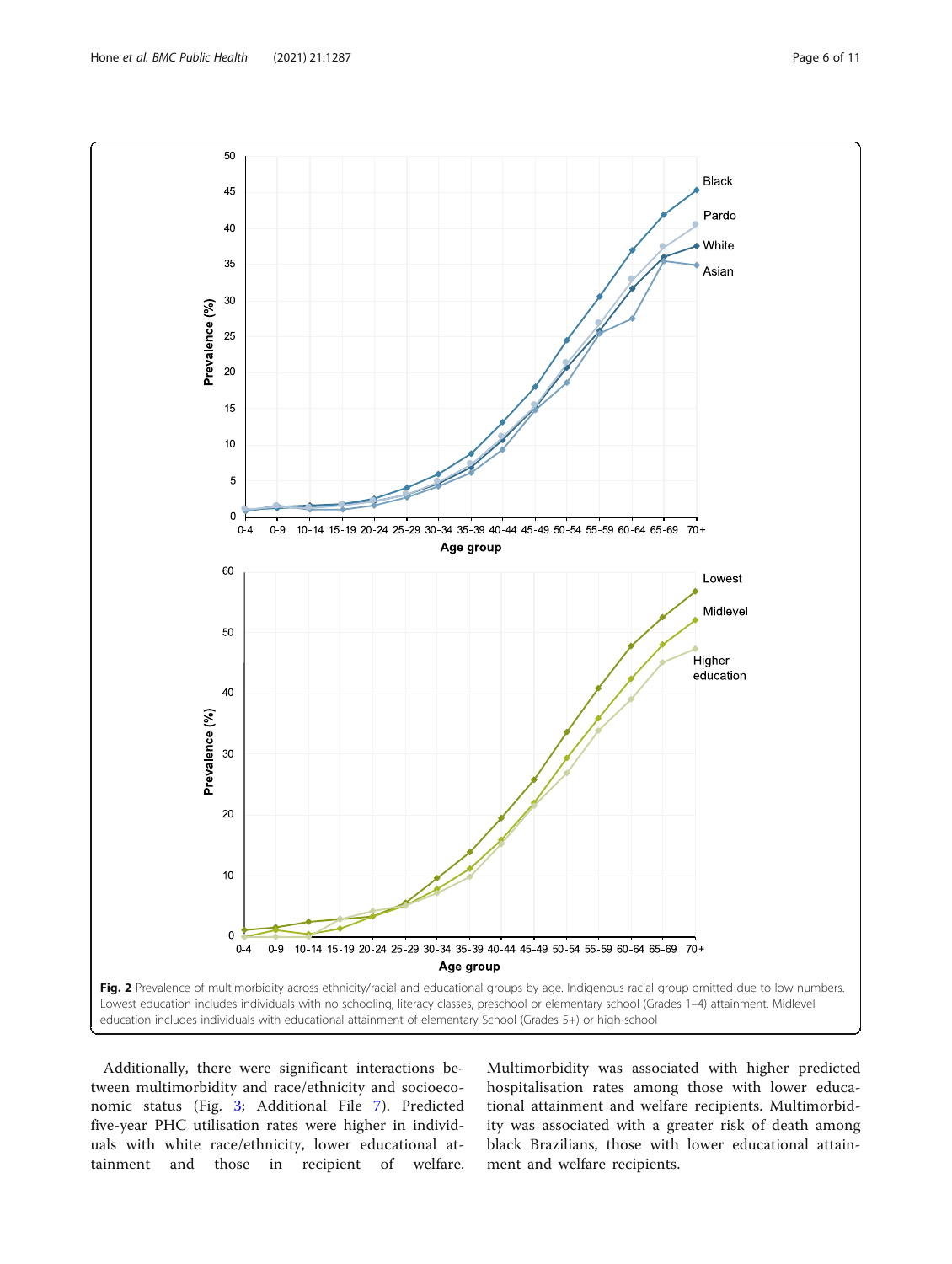**Fig. 2** Prevalence of multimorbidity across ethnicity/racial and educational groups by age. Indigenous racial group omitted due to low numbers. Lowest education includes individuals with no schooling, literacy classes, preschool or elementary school (Grades 1–4) attainment. Midlevel education includes individuals with educational attainment of elementary School (Grades 5+) or high-school

Additionally, there were significant interactions between multimorbidity and race/ethnicity and socioeconomic status (Fig. 3; Additional File 7). Predicted five-year PHC utilisation rates were higher in individuals with white race/ethnicity, lower educational attainment and those in recipient of welfare. Multimorbidity was associated with higher predicted hospitalisation rates among those with lower educational attainment and welfare recipients. Multimorbidity was associated with a greater risk of death among black Brazilians, those with lower educational attainment and welfare recipients.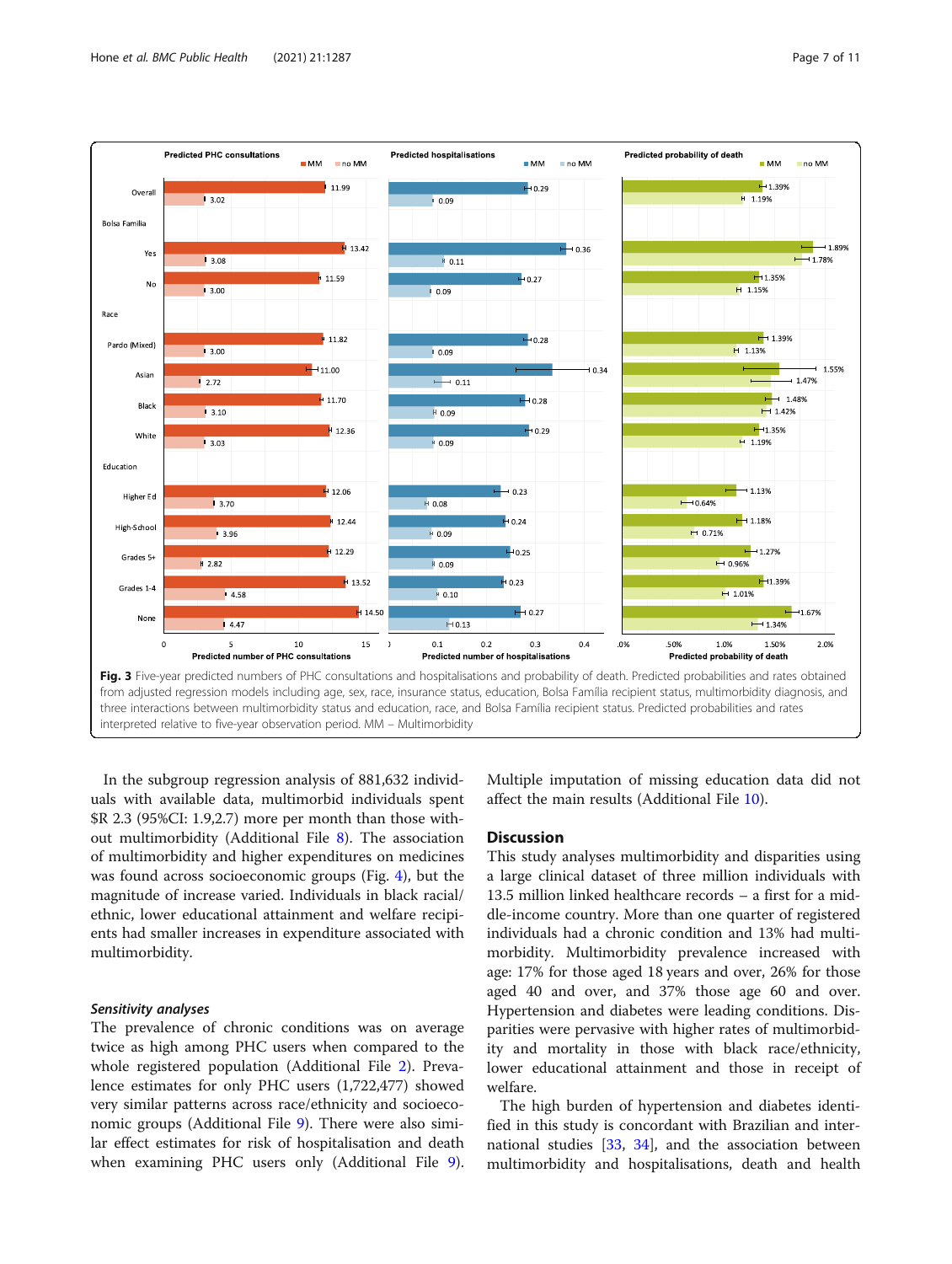**Fig. 3** Five-year predicted numbers of PHC consultations and hospitalisations and probability of death. Predicted probabilities and rates obtained from adjusted regression models including age, sex, race, insurance status, education, Bolsa Família recipient status, multimorbidity diagnosis, and three interactions between multimorbidity status and education, race, and Bolsa Família recipient status. Predicted probabilities and rates interpreted relative to five-year observation period. MM – Multimorbidity

In the subgroup regression analysis of 881,632 individuals with available data, multimorbid individuals spent $R 2.3 (95%CI: 1.9,2.7) more per month than those without multimorbidity (Additional File 8). The association of multimorbidity and higher expenditures on medicines was found across socioeconomic groups (Fig. 4), but the magnitude of increase varied. Individuals in black racial/ethnic, lower educational attainment and welfare recipients had smaller increases in expenditure associated with multimorbidity.

### *Sensitivity analyses*

The prevalence of chronic conditions was on average twice as high among PHC users when compared to the whole registered population (Additional File 2). Prevalence estimates for only PHC users (1,722,477) showed very similar patterns across race/ethnicity and socioeconomic groups (Additional File 9). There were also similar effect estimates for risk of hospitalisation and death when examining PHC users only (Additional File 9). Multiple imputation of missing education data did not affect the main results (Additional File 10).

## Discussion

This study analyses multimorbidity and disparities using a large clinical dataset of three million individuals with 13.5 million linked healthcare records – a first for a middle-income country. More than one quarter of registered individuals had a chronic condition and 13% had multimorbidity. Multimorbidity prevalence increased with age: 17% for those aged 18 years and over, 26% for those aged 40 and over, and 37% those age 60 and over. Hypertension and diabetes were leading conditions. Disparities were pervasive with higher rates of multimorbidity and mortality in those with black race/ethnicity, lower educational attainment and those in receipt of welfare.

The high burden of hypertension and diabetes identified in this study is concordant with Brazilian and international studies [33, 34], and the association between multimorbidity and hospitalisations, death and health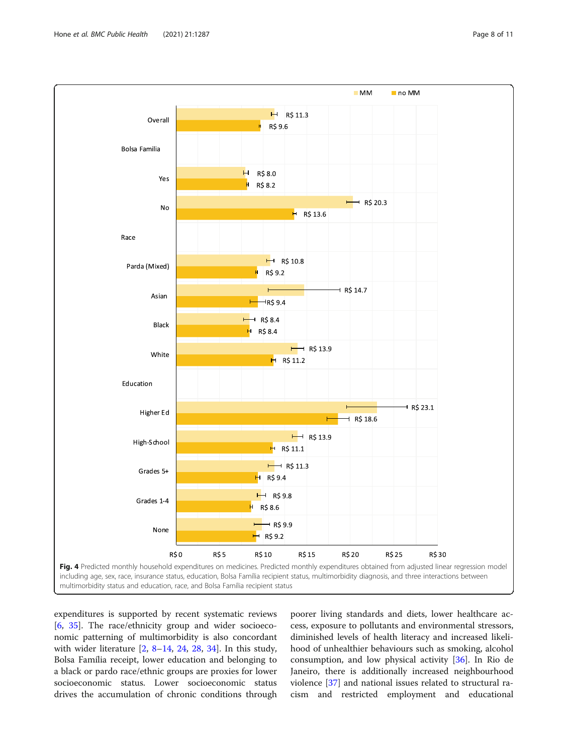**Fig. 4** Predicted monthly household expenditures on medicines. Predicted monthly expenditures obtained from adjusted linear regression model including age, sex, race, insurance status, education, Bolsa Família recipient status, multimorbidity diagnosis, and three interactions between multimorbidity status and education, race, and Bolsa Família recipient status

expenditures is supported by recent systematic reviews [6, 35]. The race/ethnicity group and wider socioeconomic patterning of multimorbidity is also concordant with wider literature [2, 8–14, 24, 28, 34]. In this study, Bolsa Família receipt, lower education and belonging to a black or pardo race/ethnic groups are proxies for lower socioeconomic status. Lower socioeconomic status drives the accumulation of chronic conditions through poorer living standards and diets, lower healthcare access, exposure to pollutants and environmental stressors, diminished levels of health literacy and increased likelihood of unhealthier behaviours such as smoking, alcohol consumption, and low physical activity [36]. In Rio de Janeiro, there is additionally increased neighbourhood violence [37] and national issues related to structural racism and restricted employment and educational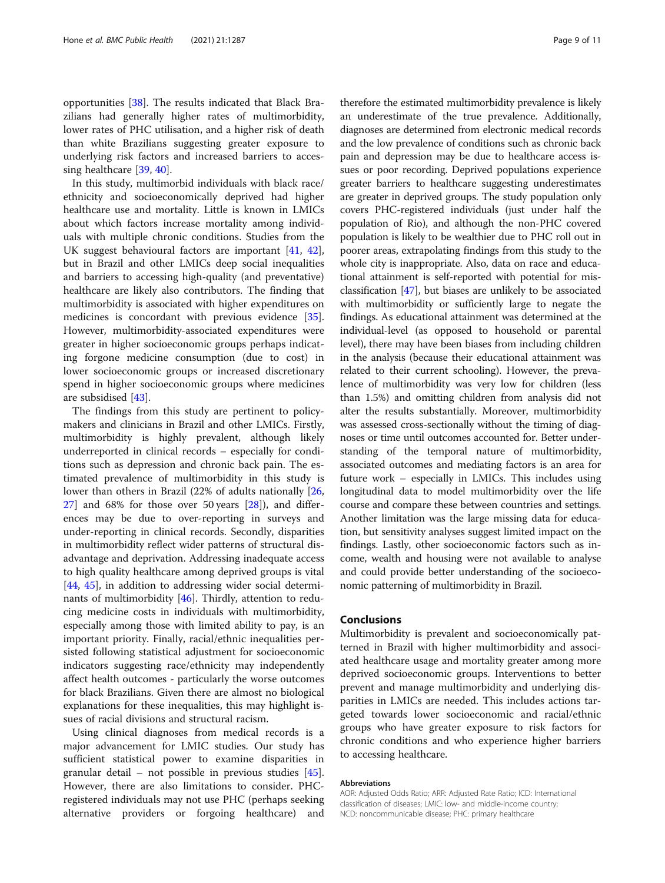opportunities [38]. The results indicated that Black Brazilians had generally higher rates of multimorbidity, lower rates of PHC utilisation, and a higher risk of death than white Brazilians suggesting greater exposure to underlying risk factors and increased barriers to accessing healthcare [39, 40].

In this study, multimorbid individuals with black race/ethnicity and socioeconomically deprived had higher healthcare use and mortality. Little is known in LMICs about which factors increase mortality among individuals with multiple chronic conditions. Studies from the UK suggest behavioural factors are important [41, 42], but in Brazil and other LMICs deep social inequalities and barriers to accessing high-quality (and preventative) healthcare are likely also contributors. The finding that multimorbidity is associated with higher expenditures on medicines is concordant with previous evidence [35]. However, multimorbidity-associated expenditures were greater in higher socioeconomic groups perhaps indicating forgone medicine consumption (due to cost) in lower socioeconomic groups or increased discretionary spend in higher socioeconomic groups where medicines are subsidised [43].

The findings from this study are pertinent to policymakers and clinicians in Brazil and other LMICs. Firstly, multimorbidity is highly prevalent, although likely underreported in clinical records – especially for conditions such as depression and chronic back pain. The estimated prevalence of multimorbidity in this study is lower than others in Brazil (22% of adults nationally [26, 27] and 68% for those over 50 years [28]), and differences may be due to over-reporting in surveys and under-reporting in clinical records. Secondly, disparities in multimorbidity reflect wider patterns of structural disadvantage and deprivation. Addressing inadequate access to high quality healthcare among deprived groups is vital [44, 45], in addition to addressing wider social determinants of multimorbidity [46]. Thirdly, attention to reducing medicine costs in individuals with multimorbidity, especially among those with limited ability to pay, is an important priority. Finally, racial/ethnic inequalities persisted following statistical adjustment for socioeconomic indicators suggesting race/ethnicity may independently affect health outcomes - particularly the worse outcomes for black Brazilians. Given there are almost no biological explanations for these inequalities, this may highlight issues of racial divisions and structural racism.

Using clinical diagnoses from medical records is a major advancement for LMIC studies. Our study has sufficient statistical power to examine disparities in granular detail – not possible in previous studies [45]. However, there are also limitations to consider. PHC-registered individuals may not use PHC (perhaps seeking alternative providers or forgoing healthcare) and therefore the estimated multimorbidity prevalence is likely an underestimate of the true prevalence. Additionally, diagnoses are determined from electronic medical records and the low prevalence of conditions such as chronic back pain and depression may be due to healthcare access issues or poor recording. Deprived populations experience greater barriers to healthcare suggesting underestimates are greater in deprived groups. The study population only covers PHC-registered individuals (just under half the population of Rio), and although the non-PHC covered population is likely to be wealthier due to PHC roll out in poorer areas, extrapolating findings from this study to the whole city is inappropriate. Also, data on race and educational attainment is self-reported with potential for misclassification [47], but biases are unlikely to be associated with multimorbidity or sufficiently large to negate the findings. As educational attainment was determined at the individual-level (as opposed to household or parental level), there may have been biases from including children in the analysis (because their educational attainment was related to their current schooling). However, the prevalence of multimorbidity was very low for children (less than 1.5%) and omitting children from analysis did not alter the results substantially. Moreover, multimorbidity was assessed cross-sectionally without the timing of diagnoses or time until outcomes accounted for. Better understanding of the temporal nature of multimorbidity, associated outcomes and mediating factors is an area for future work – especially in LMICs. This includes using longitudinal data to model multimorbidity over the life course and compare these between countries and settings. Another limitation was the large missing data for education, but sensitivity analyses suggest limited impact on the findings. Lastly, other socioeconomic factors such as income, wealth and housing were not available to analyse and could provide better understanding of the socioeconomic patterning of multimorbidity in Brazil.

## Conclusions

Multimorbidity is prevalent and socioeconomically patterned in Brazil with higher multimorbidity and associated healthcare usage and mortality greater among more deprived socioeconomic groups. Interventions to better prevent and manage multimorbidity and underlying disparities in LMICs are needed. This includes actions targeted towards lower socioeconomic and racial/ethnic groups who have greater exposure to risk factors for chronic conditions and who experience higher barriers to accessing healthcare.

#### Abbreviations

AOR: Adjusted Odds Ratio; ARR: Adjusted Rate Ratio; ICD: International classification of diseases; LMIC: low- and middle-income country; NCD: noncommunicable disease; PHC: primary healthcare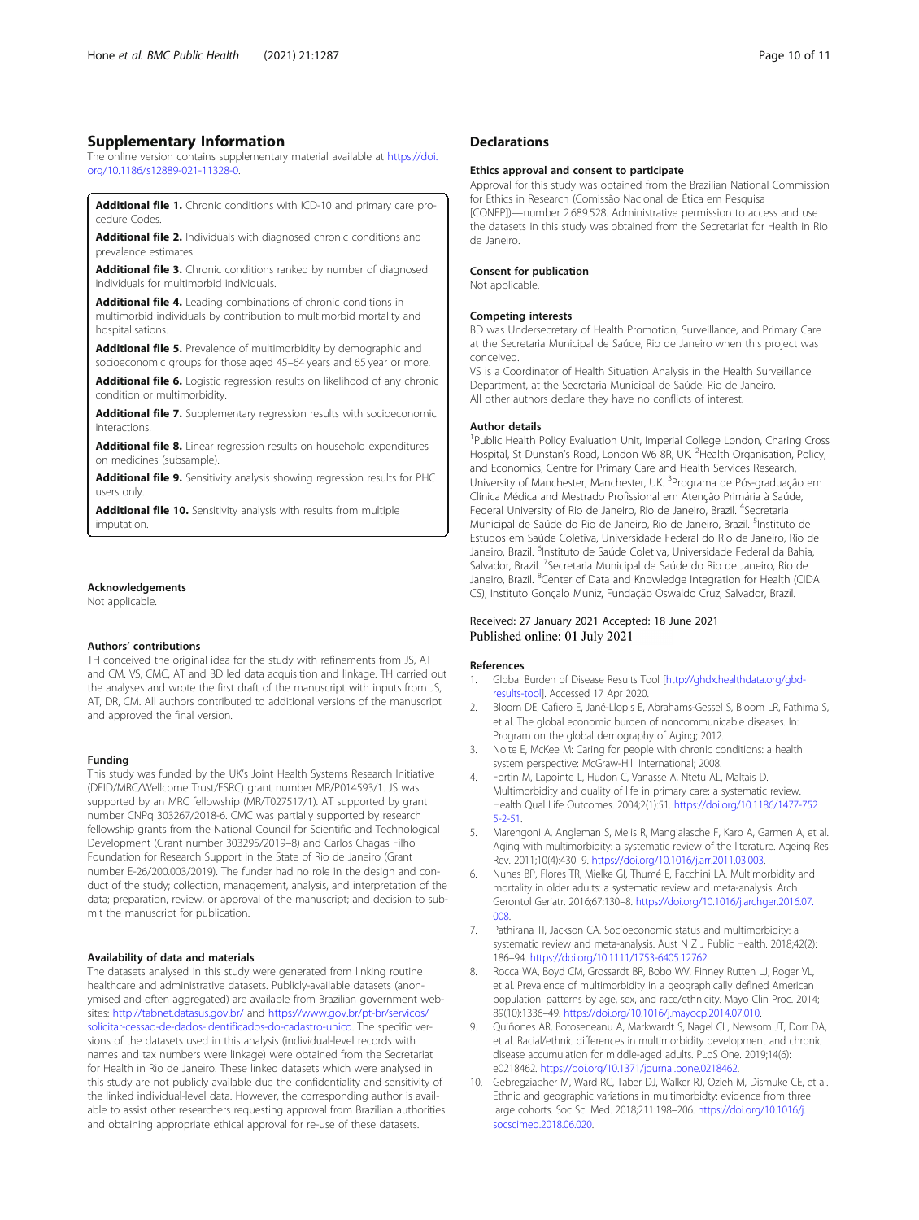## Supplementary Information

The online version contains supplementary material available at https://doi.org/10.1186/s12889-021-11328-0.

**Additional file 1.** Chronic conditions with ICD-10 and primary care procedure Codes.

**Additional file 2.** Individuals with diagnosed chronic conditions and prevalence estimates.

**Additional file 3.** Chronic conditions ranked by number of diagnosed individuals for multimorbid individuals.

**Additional file 4.** Leading combinations of chronic conditions in multimorbid individuals by contribution to multimorbid mortality and hospitalisations.

**Additional file 5.** Prevalence of multimorbidity by demographic and socioeconomic groups for those aged 45–64 years and 65 year or more.

**Additional file 6.** Logistic regression results on likelihood of any chronic condition or multimorbidity.

**Additional file 7.** Supplementary regression results with socioeconomic interactions.

**Additional file 8.** Linear regression results on household expenditures on medicines (subsample).

**Additional file 9.** Sensitivity analysis showing regression results for PHC users only.

**Additional file 10.** Sensitivity analysis with results from multiple imputation.

### Acknowledgements

Not applicable.

### Authors' contributions

TH conceived the original idea for the study with refinements from JS, AT and CM. VS, CMC, AT and BD led data acquisition and linkage. TH carried out the analyses and wrote the first draft of the manuscript with inputs from JS, AT, DR, CM. All authors contributed to additional versions of the manuscript and approved the final version.

### Funding

This study was funded by the UK's Joint Health Systems Research Initiative (DFID/MRC/Wellcome Trust/ESRC) grant number MR/P014593/1. JS was supported by an MRC fellowship (MR/T027517/1). AT supported by grant number CNPq 303267/2018-6. CMC was partially supported by research fellowship grants from the National Council for Scientific and Technological Development (Grant number 303295/2019–8) and Carlos Chagas Filho Foundation for Research Support in the State of Rio de Janeiro (Grant number E-26/200.003/2019). The funder had no role in the design and conduct of the study; collection, management, analysis, and interpretation of the data; preparation, review, or approval of the manuscript; and decision to submit the manuscript for publication.

### Availability of data and materials

The datasets analysed in this study were generated from linking routine healthcare and administrative datasets. Publicly-available datasets (anonymised and often aggregated) are available from Brazilian government websites: http://tabnet.datasus.gov.br/ and https://www.gov.br/pt-br/servicos/solicitar-cessao-de-dados-identificados-do-cadastro-unico. The specific versions of the datasets used in this analysis (individual-level records with names and tax numbers were linkage) were obtained from the Secretariat for Health in Rio de Janeiro. These linked datasets which were analysed in this study are not publicly available due the confidentiality and sensitivity of the linked individual-level data. However, the corresponding author is available to assist other researchers requesting approval from Brazilian authorities and obtaining appropriate ethical approval for re-use of these datasets.

## Declarations

### Ethics approval and consent to participate

Approval for this study was obtained from the Brazilian National Commission for Ethics in Research (Comissão Nacional de Ética em Pesquisa [CONEP])—number 2.689.528. Administrative permission to access and use the datasets in this study was obtained from the Secretariat for Health in Rio de Janeiro.

### Consent for publication

Not applicable.

### Competing interests

BD was Undersecretary of Health Promotion, Surveillance, and Primary Care at the Secretaria Municipal de Saúde, Rio de Janeiro when this project was conceived.
VS is a Coordinator of Health Situation Analysis in the Health Surveillance Department, at the Secretaria Municipal de Saúde, Rio de Janeiro.
All other authors declare they have no conflicts of interest.

### Author details

[1]Public Health Policy Evaluation Unit, Imperial College London, Charing Cross Hospital, St Dunstan's Road, London W6 8R, UK. [2]Health Organisation, Policy, and Economics, Centre for Primary Care and Health Services Research, University of Manchester, Manchester, UK. [3]Programa de Pós-graduação em Clínica Médica and Mestrado Profissional em Atenção Primária à Saúde, Federal University of Rio de Janeiro, Rio de Janeiro, Brazil. [4]Secretaria Municipal de Saúde do Rio de Janeiro, Rio de Janeiro, Brazil. [5]Instituto de Estudos em Saúde Coletiva, Universidade Federal do Rio de Janeiro, Rio de Janeiro, Brazil. [6]Instituto de Saúde Coletiva, Universidade Federal da Bahia, Salvador, Brazil. [7]Secretaria Municipal de Saúde do Rio de Janeiro, Rio de Janeiro, Brazil. [8]Center of Data and Knowledge Integration for Health (CIDACS), Instituto Gonçalo Muniz, Fundação Oswaldo Cruz, Salvador, Brazil.

Received: 27 January 2021 Accepted: 18 June 2021
Published online: 01 July 2021

### References

1. Global Burden of Disease Results Tool [http://ghdx.healthdata.org/gbd-results-tool]. Accessed 17 Apr 2020.
2. Bloom DE, Cafiero E, Jané-Llopis E, Abrahams-Gessel S, Bloom LR, Fathima S, et al. The global economic burden of noncommunicable diseases. In: Program on the global demography of Aging; 2012.
3. Nolte E, McKee M: Caring for people with chronic conditions: a health system perspective: McGraw-Hill International; 2008.
4. Fortin M, Lapointe L, Hudon C, Vanasse A, Ntetu AL, Maltais D. Multimorbidity and quality of life in primary care: a systematic review. Health Qual Life Outcomes. 2004;2(1):51. https://doi.org/10.1186/1477-7525-2-51.
5. Marengoni A, Angleman S, Melis R, Mangialasche F, Karp A, Garmen A, et al. Aging with multimorbidity: a systematic review of the literature. Ageing Res Rev. 2011;10(4):430–9. https://doi.org/10.1016/j.arr.2011.03.003.
6. Nunes BP, Flores TR, Mielke GI, Thumé E, Facchini LA. Multimorbidity and mortality in older adults: a systematic review and meta-analysis. Arch Gerontol Geriatr. 2016;67:130–8. https://doi.org/10.1016/j.archger.2016.07.008.
7. Pathirana TI, Jackson CA. Socioeconomic status and multimorbidity: a systematic review and meta-analysis. Aust N Z J Public Health. 2018;42(2):186–94. https://doi.org/10.1111/1753-6405.12762.
8. Rocca WA, Boyd CM, Grossardt BR, Bobo WV, Finney Rutten LJ, Roger VL, et al. Prevalence of multimorbidity in a geographically defined American population: patterns by age, sex, and race/ethnicity. Mayo Clin Proc. 2014;89(10):1336–49. https://doi.org/10.1016/j.mayocp.2014.07.010.
9. Quiñones AR, Botoseneanu A, Markwardt S, Nagel CL, Newsom JT, Dorr DA, et al. Racial/ethnic differences in multimorbidity development and chronic disease accumulation for middle-aged adults. PLoS One. 2019;14(6):e0218462. https://doi.org/10.1371/journal.pone.0218462.
10. Gebregziabher M, Ward RC, Taber DJ, Walker RJ, Ozieh M, Dismuke CE, et al. Ethnic and geographic variations in multimorbidty: evidence from three large cohorts. Soc Sci Med. 2018;211:198–206. https://doi.org/10.1016/j.socscimed.2018.06.020.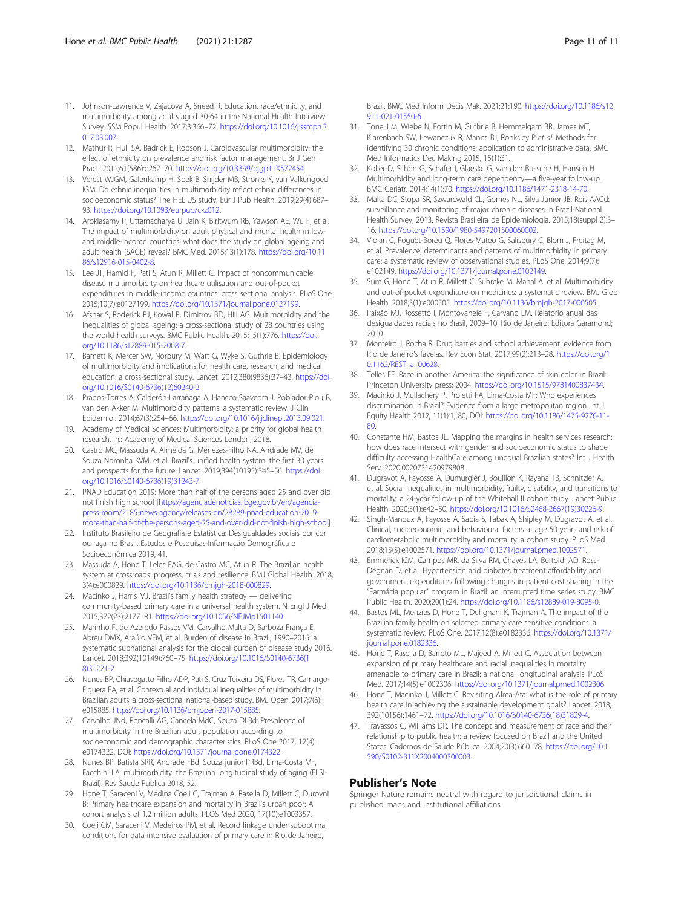11. Johnson-Lawrence V, Zajacova A, Sneed R. Education, race/ethnicity, and multimorbidity among adults aged 30-64 in the National Health Interview Survey. SSM Popul Health. 2017;3:366–72. https://doi.org/10.1016/j.ssmph.2017.03.007.
12. Mathur R, Hull SA, Badrick E, Robson J. Cardiovascular multimorbidity: the effect of ethnicity on prevalence and risk factor management. Br J Gen Pract. 2011;61(586):e262–70. https://doi.org/10.3399/bjgp11X572454.
13. Verest WJGM, Galenkamp H, Spek B, Snijder MB, Stronks K, van Valkengoed IGM. Do ethnic inequalities in multimorbidity reflect ethnic differences in socioeconomic status? The HELIUS study. Eur J Pub Health. 2019;29(4):687–93. https://doi.org/10.1093/eurpub/ckz012.
14. Arokiasamy P, Uttamacharya U, Jain K, Biritwum RB, Yawson AE, Wu F, et al. The impact of multimorbidity on adult physical and mental health in low- and middle-income countries: what does the study on global ageing and adult health (SAGE) reveal? BMC Med. 2015;13(1):178. https://doi.org/10.1186/s12916-015-0402-8.
15. Lee JT, Hamid F, Pati S, Atun R, Millett C. Impact of noncommunicable disease multimorbidity on healthcare utilisation and out-of-pocket expenditures in middle-income countries: cross sectional analysis. PLoS One. 2015;10(7):e0127199. https://doi.org/10.1371/journal.pone.0127199.
16. Afshar S, Roderick PJ, Kowal P, Dimitrov BD, Hill AG. Multimorbidity and the inequalities of global ageing: a cross-sectional study of 28 countries using the world health surveys. BMC Public Health. 2015;15(1):776. https://doi.org/10.1186/s12889-015-2008-7.
17. Barnett K, Mercer SW, Norbury M, Watt G, Wyke S, Guthrie B. Epidemiology of multimorbidity and implications for health care, research, and medical education: a cross-sectional study. Lancet. 2012;380(9836):37–43. https://doi.org/10.1016/S0140-6736(12)60240-2.
18. Prados-Torres A, Calderón-Larrañaga A, Hancco-Saavedra J, Poblador-Plou B, van den Akker M. Multimorbidity patterns: a systematic review. J Clin Epidemiol. 2014;67(3):254–66. https://doi.org/10.1016/j.jclinepi.2013.09.021.
19. Academy of Medical Sciences: Multimorbidity: a priority for global health research. In.: Academy of Medical Sciences London; 2018.
20. Castro MC, Massuda A, Almeida G, Menezes-Filho NA, Andrade MV, de Souza Noronha KVM, et al. Brazil's unified health system: the first 30 years and prospects for the future. Lancet. 2019;394(10195):345–56. https://doi.org/10.1016/S0140-6736(19)31243-7.
21. PNAD Education 2019: More than half of the persons aged 25 and over did not finish high school [https://agenciadenoticias.ibge.gov.br/en/agencia-press-room/2185-news-agency/releases-en/28289-pnad-education-2019-more-than-half-of-the-persons-aged-25-and-over-did-not-finish-high-school].
22. Instituto Brasileiro de Geografia e Estatística: Desigualdades sociais por cor ou raça no Brasil. Estudos e Pesquisas-Informação Demográfica e Socioeconômica 2019, 41.
23. Massuda A, Hone T, Leles FAG, de Castro MC, Atun R. The Brazilian health system at crossroads: progress, crisis and resilience. BMJ Global Health. 2018;3(4):e000829. https://doi.org/10.1136/bmjgh-2018-000829.
24. Macinko J, Harris MJ. Brazil's family health strategy — delivering community-based primary care in a universal health system. N Engl J Med. 2015;372(23):2177–81. https://doi.org/10.1056/NEJMp1501140.
25. Marinho F, de Azeredo Passos VM, Carvalho Malta D, Barboza França E, Abreu DMX, Araújo VEM, et al. Burden of disease in Brazil, 1990–2016: a systematic subnational analysis for the global burden of disease study 2016. Lancet. 2018;392(10149):760–75. https://doi.org/10.1016/S0140-6736(18)31221-2.
26. Nunes BP, Chiavegatto Filho ADP, Pati S, Cruz Teixeira DS, Flores TR, Camargo-Figuera FA, et al. Contextual and individual inequalities of multimorbidity in Brazilian adults: a cross-sectional national-based study. BMJ Open. 2017;7(6):e015885. https://doi.org/10.1136/bmjopen-2017-015885.
27. Carvalho JNd, Roncalli ÂG, Cancela MdC, Souza DLBd: Prevalence of multimorbidity in the Brazilian adult population according to socioeconomic and demographic characteristics. PLoS One 2017, 12(4): e0174322, DOI: https://doi.org/10.1371/journal.pone.0174322.
28. Nunes BP, Batista SRR, Andrade FBd, Souza junior PRBd, Lima-Costa MF, Facchini LA: multimorbidity: the Brazilian longitudinal study of aging (ELSI-Brazil). Rev Saude Publica 2018, 52.
29. Hone T, Saraceni V, Medina Coeli C, Trajman A, Rasella D, Millett C, Durovni B: Primary healthcare expansion and mortality in Brazil's urban poor: A cohort analysis of 1.2 million adults. PLOS Med 2020, 17(10):e1003357.
30. Coeli CM, Saraceni V, Medeiros PM, et al. Record linkage under suboptimal conditions for data-intensive evaluation of primary care in Rio de Janeiro, Brazil. BMC Med Inform Decis Mak. 2021;21:190. https://doi.org/10.1186/s12911-021-01550-6.
31. Tonelli M, Wiebe N, Fortin M, Guthrie B, Hemmelgarn BR, James MT, Klarenbach SW, Lewanczuk R, Manns BJ, Ronksley P *et al*: Methods for identifying 30 chronic conditions: application to administrative data. BMC Med Informatics Dec Making 2015, 15(1):31.
32. Koller D, Schön G, Schäfer I, Glaeske G, van den Bussche H, Hansen H. Multimorbidity and long-term care dependency—a five-year follow-up. BMC Geriatr. 2014;14(1):70. https://doi.org/10.1186/1471-2318-14-70.
33. Malta DC, Stopa SR, Szwarcwald CL, Gomes NL, Silva Júnior JB. Reis AACd: surveillance and monitoring of major chronic diseases in Brazil-National Health Survey, 2013. Revista Brasileira de Epidemiologia. 2015;18(suppl 2):3–16. https://doi.org/10.1590/1980-5497201500060002.
34. Violan C, Foguet-Boreu Q, Flores-Mateo G, Salisbury C, Blom J, Freitag M, et al. Prevalence, determinants and patterns of multimorbidity in primary care: a systematic review of observational studies. PLoS One. 2014;9(7):e102149. https://doi.org/10.1371/journal.pone.0102149.
35. Sum G, Hone T, Atun R, Millett C, Suhrcke M, Mahal A, et al. Multimorbidity and out-of-pocket expenditure on medicines: a systematic review. BMJ Glob Health. 2018;3(1):e000505. https://doi.org/10.1136/bmjgh-2017-000505.
36. Paixão MJ, Rossetto I, Montovanele F, Carvano LM. Relatório anual das desigualdades raciais no Brasil, 2009–10. Rio de Janeiro: Editora Garamond; 2010.
37. Monteiro J, Rocha R. Drug battles and school achievement: evidence from Rio de Janeiro's favelas. Rev Econ Stat. 2017;99(2):213–28. https://doi.org/10.1162/REST_a_00628.
38. Telles EE. Race in another America: the significance of skin color in Brazil: Princeton University press; 2004. https://doi.org/10.1515/9781400837434.
39. Macinko J, Mullachery P, Proietti FA, Lima-Costa MF: Who experiences discrimination in Brazil? Evidence from a large metropolitan region. Int J Equity Health 2012, 11(1):1, 80, DOI: https://doi.org/10.1186/1475-9276-11-80.
40. Constante HM, Bastos JL. Mapping the margins in health services research: how does race intersect with gender and socioeconomic status to shape difficulty accessing HealthCare among unequal Brazilian states? Int J Health Serv. 2020;0020731420979808.
41. Dugravot A, Fayosse A, Dumurgier J, Bouillon K, Rayana TB, Schnitzler A, et al. Social inequalities in multimorbidity, frailty, disability, and transitions to mortality: a 24-year follow-up of the Whitehall II cohort study. Lancet Public Health. 2020;5(1):e42–50. https://doi.org/10.1016/S2468-2667(19)30226-9.
42. Singh-Manoux A, Fayosse A, Sabia S, Tabak A, Shipley M, Dugravot A, et al. Clinical, socioeconomic, and behavioural factors at age 50 years and risk of cardiometabolic multimorbidity and mortality: a cohort study. PLoS Med. 2018;15(5):e1002571. https://doi.org/10.1371/journal.pmed.1002571.
43. Emmerick ICM, Campos MR, da Silva RM, Chaves LA, Bertoldi AD, Ross-Degnan D, et al. Hypertension and diabetes treatment affordability and government expenditures following changes in patient cost sharing in the "Farmácia popular" program in Brazil: an interrupted time series study. BMC Public Health. 2020;20(1):24. https://doi.org/10.1186/s12889-019-8095-0.
44. Bastos ML, Menzies D, Hone T, Dehghani K, Trajman A. The impact of the Brazilian family health on selected primary care sensitive conditions: a systematic review. PLoS One. 2017;12(8):e0182336. https://doi.org/10.1371/journal.pone.0182336.
45. Hone T, Rasella D, Barreto ML, Majeed A, Millett C. Association between expansion of primary healthcare and racial inequalities in mortality amenable to primary care in Brazil: a national longitudinal analysis. PLoS Med. 2017;14(5):e1002306. https://doi.org/10.1371/journal.pmed.1002306.
46. Hone T, Macinko J, Millett C. Revisiting Alma-Ata: what is the role of primary health care in achieving the sustainable development goals? Lancet. 2018;392(10156):1461–72. https://doi.org/10.1016/S0140-6736(18)31829-4.
47. Travassos C, Williams DR. The concept and measurement of race and their relationship to public health: a review focused on Brazil and the United States. Cadernos de Saúde Pública. 2004;20(3):660–78. https://doi.org/10.1590/S0102-311X2004000300003.

## Publisher's Note

Springer Nature remains neutral with regard to jurisdictional claims in published maps and institutional affiliations.